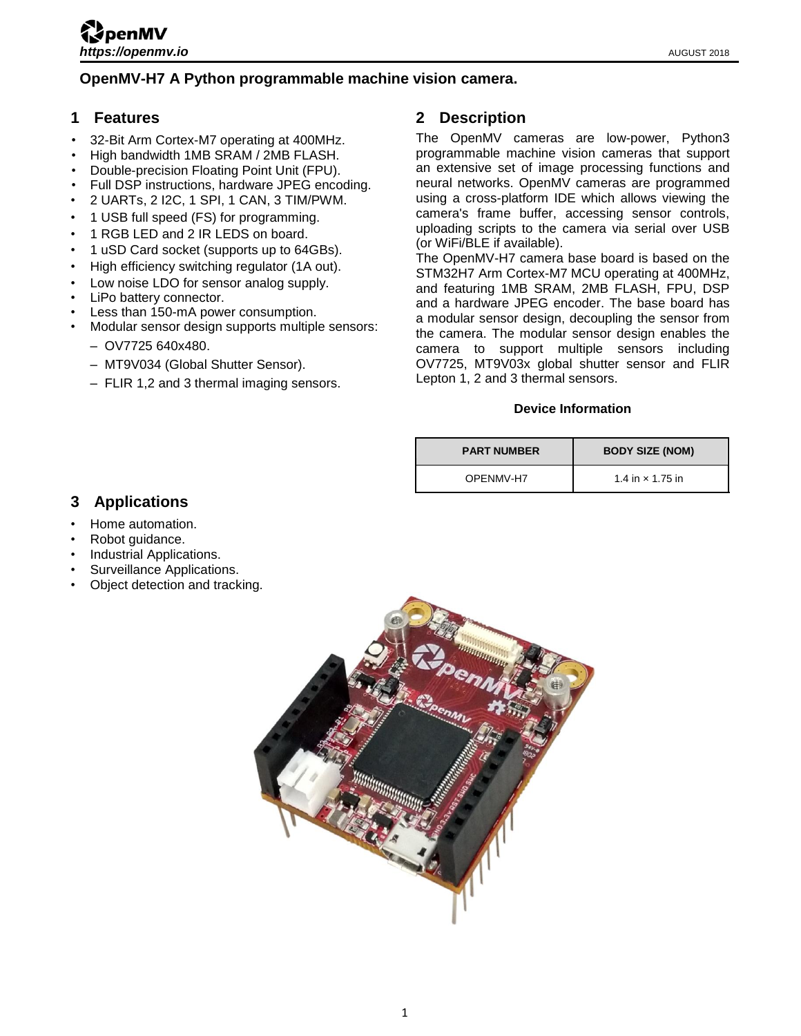# OpenMV-H7 A Python programmable machine vision camera.

## 1 Features

- 32-Bit Arm Cortex-M7 operating at 400MHz.
- High bandwidth 1MB SRAM / 2MB FLASH.
- Double-precision Floating Point Unit (FPU).
- Full DSP instructions, hardware JPEG encoding.
- 2 UARTs, 2 I2C, 1 SPI, 1 CAN, 3 TIM/PWM.
- 1 USB full speed (FS) for programming.
- 1 RGB LED and 2 IR LEDS on board.
- 1 uSD Card socket (supports up to 64GBs).
- High efficiency switching regulator (1A out).
- Low noise LDO for sensor analog supply.
- LiPo battery connector.
- Less than 150-mA power consumption.
- Modular sensor design supports multiple sensors:
  - OV7725 640x480.
  - MT9V034 (Global Shutter Sensor).
  - FLIR 1,2 and 3 thermal imaging sensors.

## 2 Description

The OpenMV cameras are low-power, Python3 programmable machine vision cameras that support an extensive set of image processing functions and neural networks. OpenMV cameras are programmed using a cross-platform IDE which allows viewing the camera's frame buffer, accessing sensor controls, uploading scripts to the camera via serial over USB (or WiFi/BLE if available).

The OpenMV-H7 camera base board is based on the STM32H7 Arm Cortex-M7 MCU operating at 400MHz, and featuring 1MB SRAM, 2MB FLASH, FPU, DSP and a hardware JPEG encoder. The base board has a modular sensor design, decoupling the sensor from the camera. The modular sensor design enables the camera to support multiple sensors including OV7725, MT9V03x global shutter sensor and FLIR Lepton 1, 2 and 3 thermal sensors.

**Device Information**

| PART NUMBER | BODY SIZE (NOM) |
|---|---|
| OPENMV-H7 | 1.4 in × 1.75 in |

## 3 Applications

- Home automation.
- Robot guidance.
- Industrial Applications.
- Surveillance Applications.
- Object detection and tracking.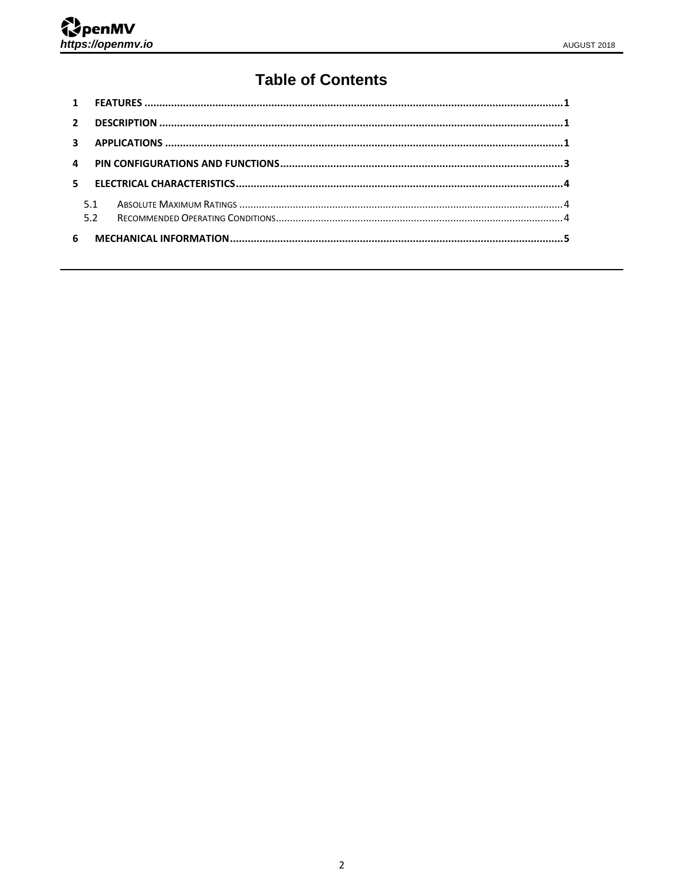# Table of Contents

1 FEATURES ....................................................................................................................................1

2 DESCRIPTION ..............................................................................................................................1

3 APPLICATIONS ............................................................................................................................1

4 PIN CONFIGURATIONS AND FUNCTIONS..................................................................................3

5 ELECTRICAL CHARACTERISTICS................................................................................................4

   5.1 ABSOLUTE MAXIMUM RATINGS ..............................................................................................4

   5.2 RECOMMENDED OPERATING CONDITIONS.............................................................................4

6 MECHANICAL INFORMATION.....................................................................................................5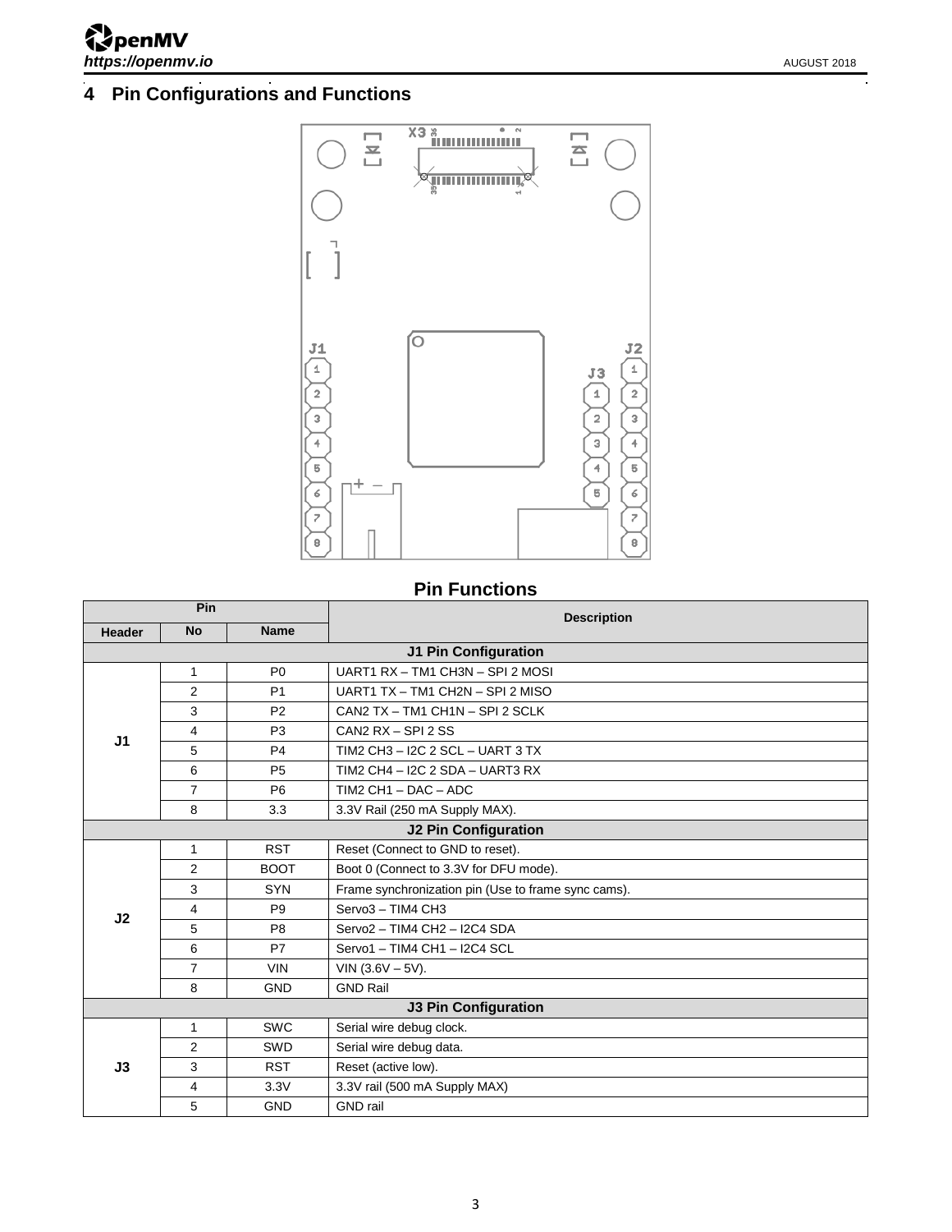## 4 Pin Configurations and Functions

### Pin Functions

| Pin | | | Description |
|---|---|---|---|
| **Header** | **No** | **Name** | |
| **J1 Pin Configuration** | | | |
| J1 | 1 | P0 | UART1 RX – TM1 CH3N – SPI 2 MOSI |
| | 2 | P1 | UART1 TX – TM1 CH2N – SPI 2 MISO |
| | 3 | P2 | CAN2 TX – TM1 CH1N – SPI 2 SCLK |
| | 4 | P3 | CAN2 RX – SPI 2 SS |
| | 5 | P4 | TIM2 CH3 – I2C 2 SCL – UART 3 TX |
| | 6 | P5 | TIM2 CH4 – I2C 2 SDA – UART3 RX |
| | 7 | P6 | TIM2 CH1 – DAC – ADC |
| | 8 | 3.3 | 3.3V Rail (250 mA Supply MAX). |
| **J2 Pin Configuration** | | | |
| J2 | 1 | RST | Reset (Connect to GND to reset). |
| | 2 | BOOT | Boot 0 (Connect to 3.3V for DFU mode). |
| | 3 | SYN | Frame synchronization pin (Use to frame sync cams). |
| | 4 | P9 | Servo3 – TIM4 CH3 |
| | 5 | P8 | Servo2 – TIM4 CH2 – I2C4 SDA |
| | 6 | P7 | Servo1 – TIM4 CH1 – I2C4 SCL |
| | 7 | VIN | VIN (3.6V – 5V). |
| | 8 | GND | GND Rail |
| **J3 Pin Configuration** | | | |
| J3 | 1 | SWC | Serial wire debug clock. |
| | 2 | SWD | Serial wire debug data. |
| | 3 | RST | Reset (active low). |
| | 4 | 3.3V | 3.3V rail (500 mA Supply MAX) |
| | 5 | GND | GND rail |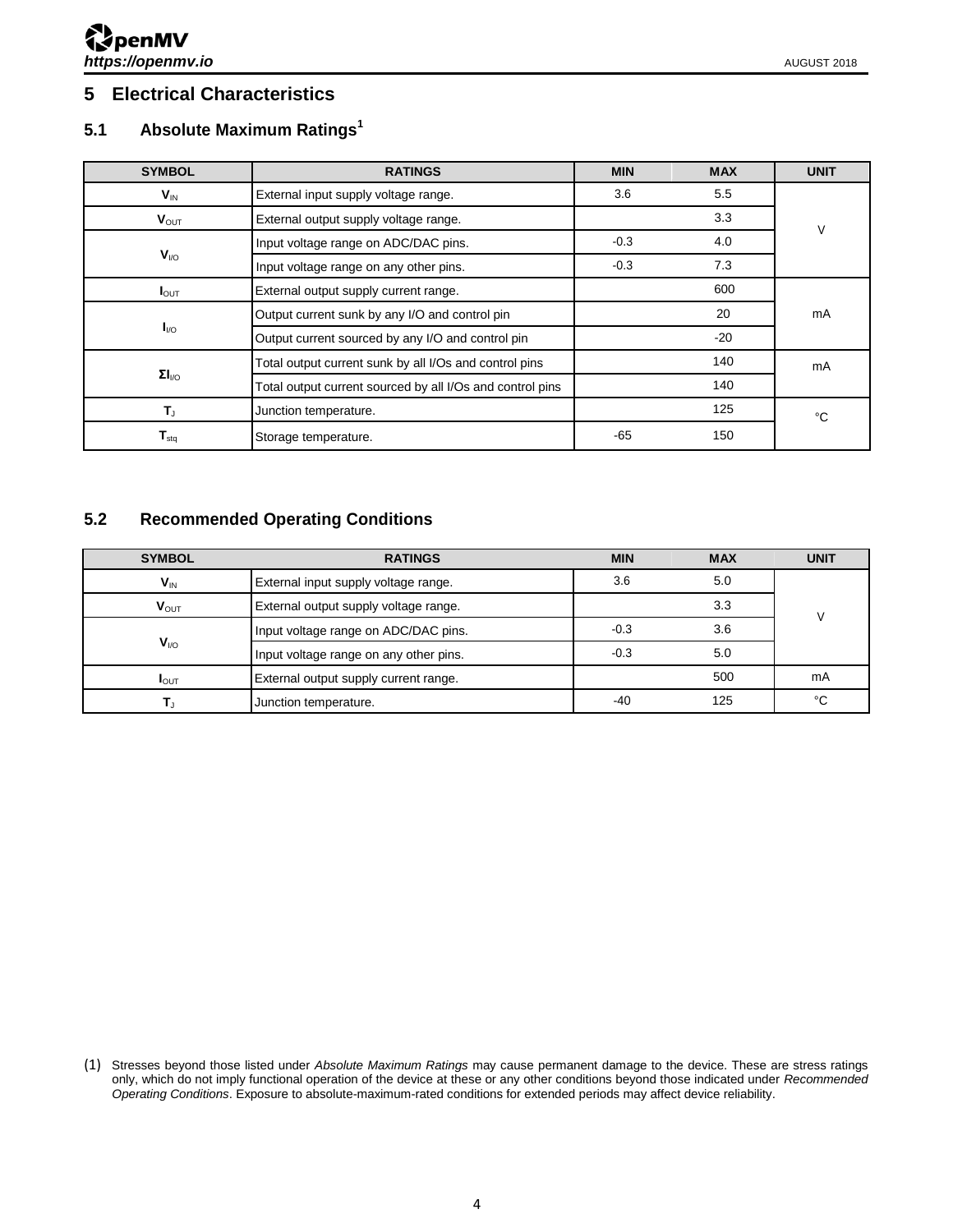# 5 Electrical Characteristics

## 5.1 Absolute Maximum Ratings[1]

| SYMBOL | RATINGS | MIN | MAX | UNIT |
|---|---|---|---|---|
| $V_{IN}$ | External input supply voltage range. | 3.6 | 5.5 | V |
| $V_{OUT}$ | External output supply voltage range. | | 3.3 | |
| $V_{I/O}$ | Input voltage range on ADC/DAC pins. | -0.3 | 4.0 | |
| | Input voltage range on any other pins. | -0.3 | 7.3 | |
| $I_{OUT}$ | External output supply current range. | | 600 | mA |
| $I_{I/O}$ | Output current sunk by any I/O and control pin | | 20 | |
| | Output current sourced by any I/O and control pin | | -20 | |
| $\Sigma I_{I/O}$ | Total output current sunk by all I/Os and control pins | | 140 | mA |
| | Total output current sourced by all I/Os and control pins | | 140 | |
| $T_J$ | Junction temperature. | | 125 | °C |
| $T_{stq}$ | Storage temperature. | -65 | 150 | |

## 5.2 Recommended Operating Conditions

| SYMBOL | RATINGS | MIN | MAX | UNIT |
|---|---|---|---|---|
| $V_{IN}$ | External input supply voltage range. | 3.6 | 5.0 | V |
| $V_{OUT}$ | External output supply voltage range. | | 3.3 | |
| $V_{I/O}$ | Input voltage range on ADC/DAC pins. | -0.3 | 3.6 | |
| | Input voltage range on any other pins. | -0.3 | 5.0 | |
| $I_{OUT}$ | External output supply current range. | | 500 | mA |
| $T_J$ | Junction temperature. | -40 | 125 | °C |

(1) Stresses beyond those listed under *Absolute Maximum Ratings* may cause permanent damage to the device. These are stress ratings only, which do not imply functional operation of the device at these or any other conditions beyond those indicated under *Recommended Operating Conditions*. Exposure to absolute-maximum-rated conditions for extended periods may affect device reliability.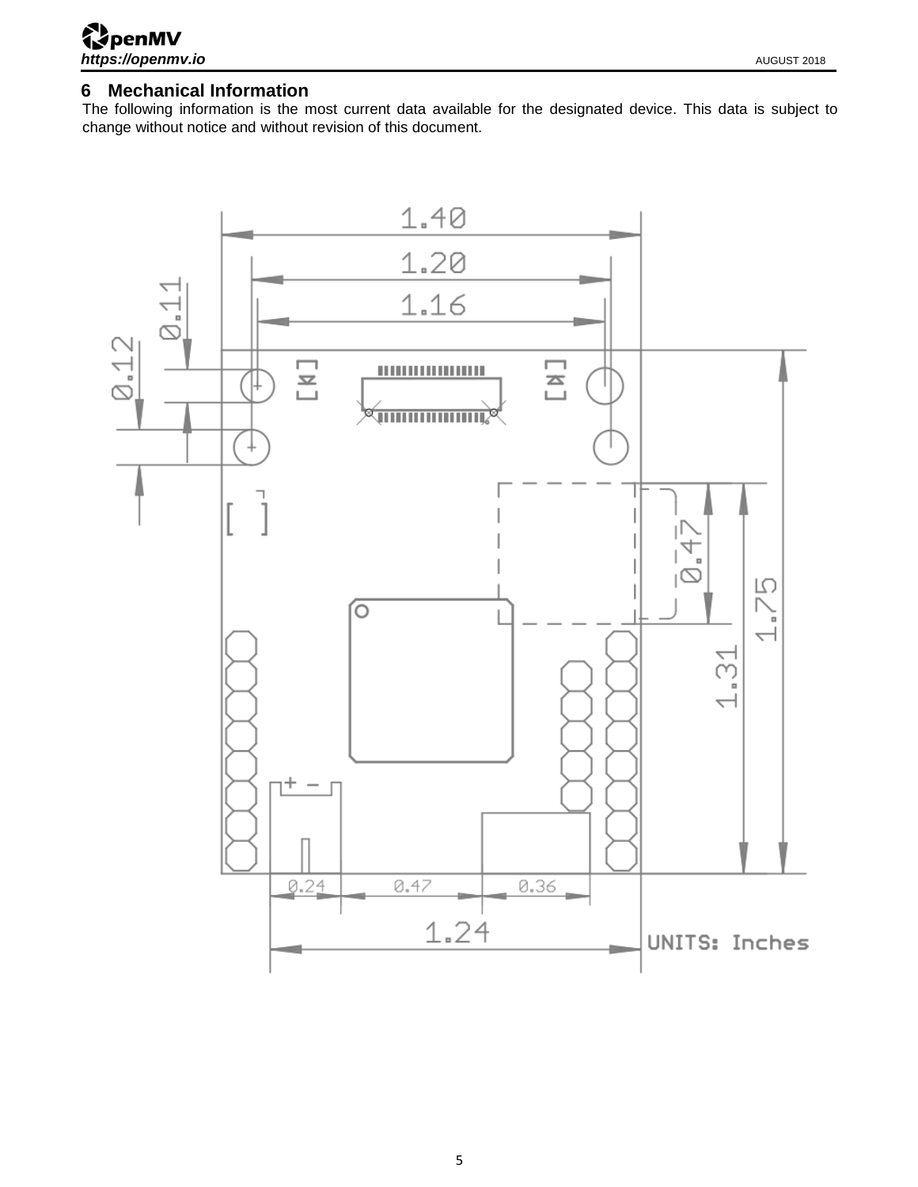## 6 Mechanical Information

The following information is the most current data available for the designated device. This data is subject to change without notice and without revision of this document.

1.40

1.20

1.16

0.11

0.12

0.47

1.75

1.31

0.24

0.47

0.36

1.24

UNITS: Inches